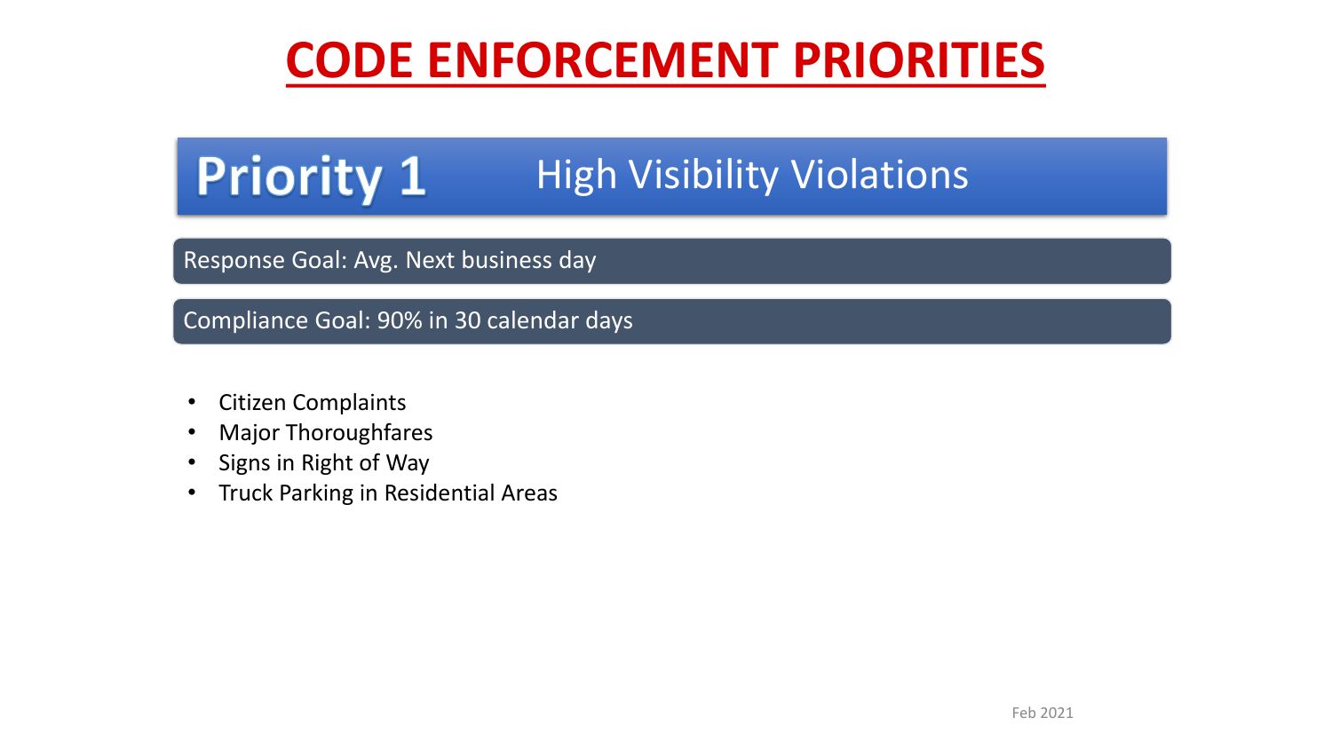# CODE ENFORCEMENT PRIORITIES

## Priority 1 High Visibility Violations

Response Goal: Avg. Next business day

Compliance Goal: 90% in 30 calendar days

- Citizen Complaints
- Major Thoroughfares
- Signs in Right of Way
- Truck Parking in Residential Areas

Feb 2021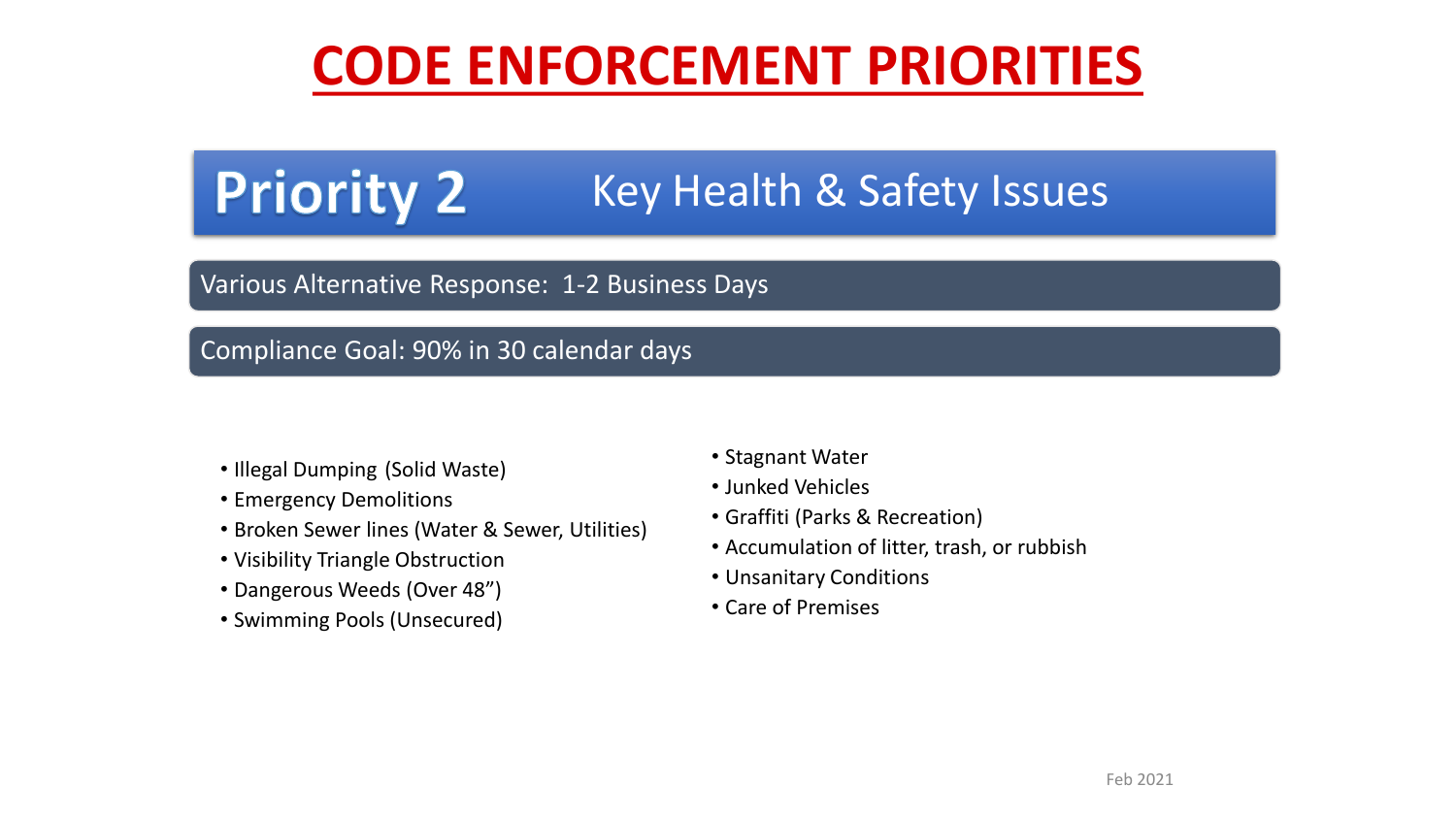# CODE ENFORCEMENT PRIORITIES

## Priority 2 Key Health & Safety Issues

Various Alternative Response: 1-2 Business Days

Compliance Goal: 90% in 30 calendar days

- Illegal Dumping (Solid Waste)
- Emergency Demolitions
- Broken Sewer lines (Water & Sewer, Utilities)
- Visibility Triangle Obstruction
- Dangerous Weeds (Over 48")
- Swimming Pools (Unsecured)
- Stagnant Water
- Junked Vehicles
- Graffiti (Parks & Recreation)
- Accumulation of litter, trash, or rubbish
- Unsanitary Conditions
- Care of Premises

Feb 2021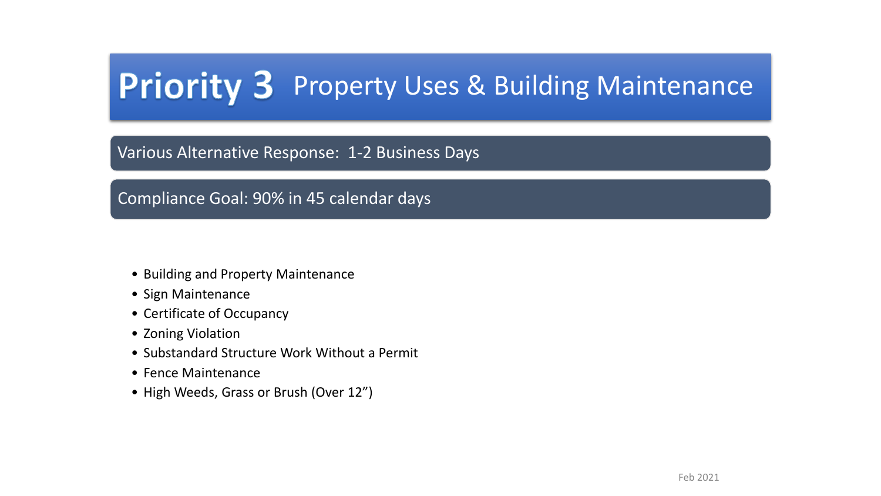# Priority 3 Property Uses & Building Maintenance

Various Alternative Response: 1-2 Business Days

Compliance Goal: 90% in 45 calendar days

- Building and Property Maintenance
- Sign Maintenance
- Certificate of Occupancy
- Zoning Violation
- Substandard Structure Work Without a Permit
- Fence Maintenance
- High Weeds, Grass or Brush (Over 12”)

Feb 2021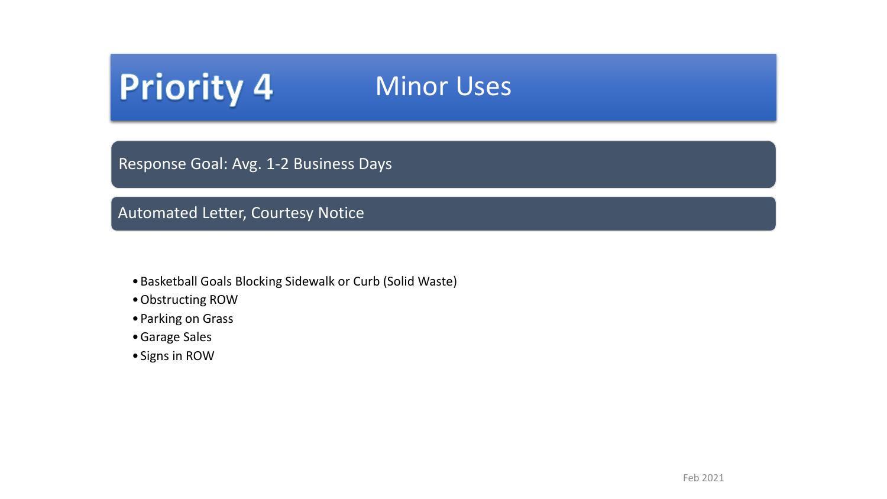# Priority 4 — Minor Uses

Response Goal: Avg. 1-2 Business Days

Automated Letter, Courtesy Notice

- Basketball Goals Blocking Sidewalk or Curb (Solid Waste)
- Obstructing ROW
- Parking on Grass
- Garage Sales
- Signs in ROW

Feb 2021